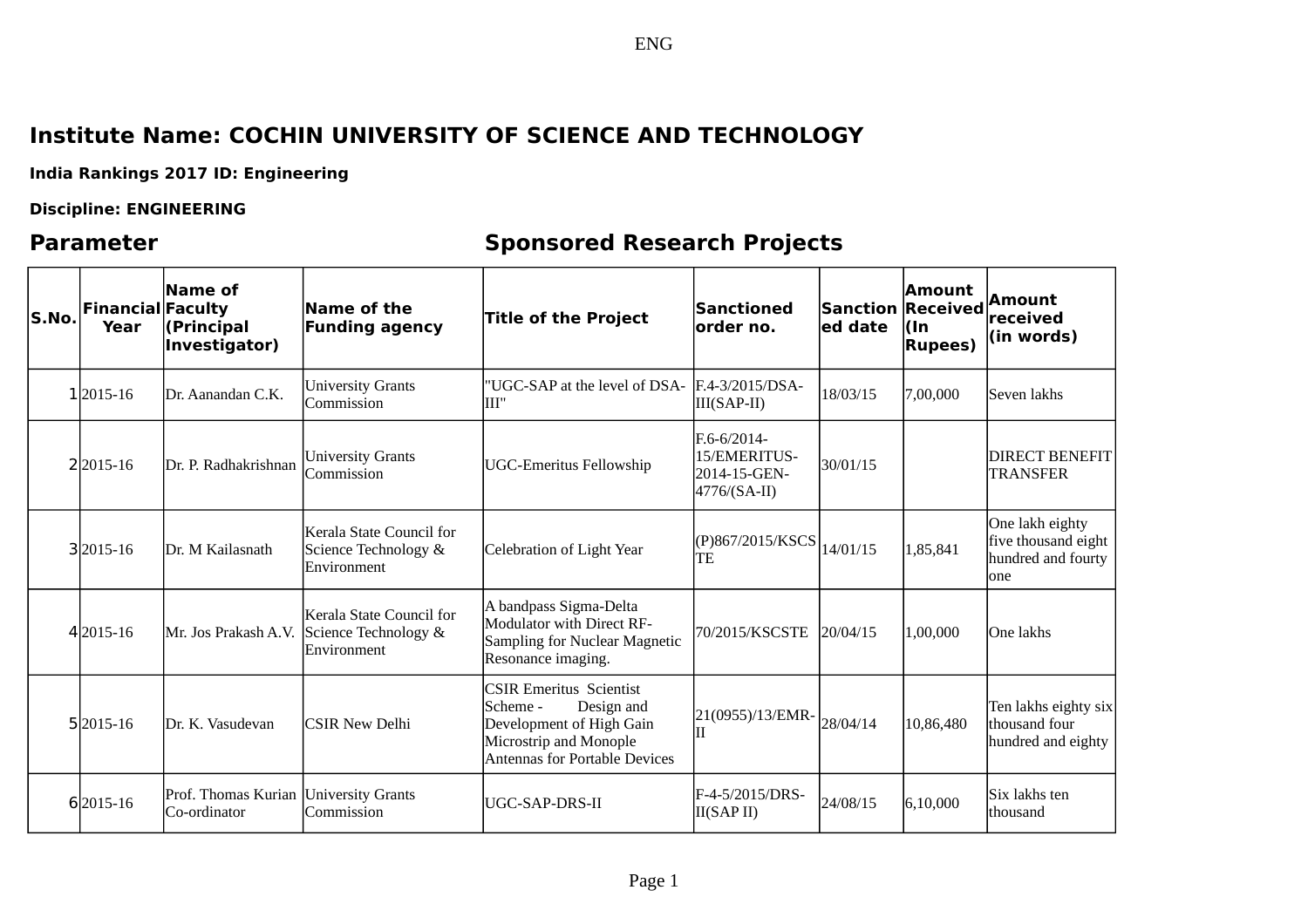ENG

# Institute Name: COCHIN UNIVERSITY OF SCIENCE AND TECHNOLOGY

**India Rankings 2017 ID: Engineering**

**Discipline: ENGINEERING**

## Parameter Sponsored Research Projects

| S.No. | Financial Year | Name of Faculty (Principal Investigator) | Name of the Funding agency | Title of the Project | Sanctioned order no. | Sanctioned date | Amount Received (In Rupees) | Amount received (in words) |
|---|---|---|---|---|---|---|---|---|
| 1 | 2015-16 | Dr. Aanandan C.K. | University Grants Commission | "UGC-SAP at the level of DSA-III" | F.4-3/2015/DSA-III(SAP-II) | 18/03/15 | 7,00,000 | Seven lakhs |
| 2 | 2015-16 | Dr. P. Radhakrishnan | University Grants Commission | UGC-Emeritus Fellowship | F.6-6/2014-15/EMERITUS-2014-15-GEN-4776/(SA-II) | 30/01/15 | | DIRECT BENEFIT TRANSFER |
| 3 | 2015-16 | Dr. M Kailasnath | Kerala State Council for Science Technology & Environment | Celebration of Light Year | (P)867/2015/KSCSTE | 14/01/15 | 1,85,841 | One lakh eighty five thousand eight hundred and fourty one |
| 4 | 2015-16 | Mr. Jos Prakash A.V. | Kerala State Council for Science Technology & Environment | A bandpass Sigma-Delta Modulator with Direct RF-Sampling for Nuclear Magnetic Resonance imaging. | 70/2015/KSCSTE | 20/04/15 | 1,00,000 | One lakhs |
| 5 | 2015-16 | Dr. K. Vasudevan | CSIR New Delhi | CSIR Emeritus Scientist Scheme - Design and Development of High Gain Microstrip and Monople Antennas for Portable Devices | 21(0955)/13/EMR-II | 28/04/14 | 10,86,480 | Ten lakhs eighty six thousand four hundred and eighty |
| 6 | 2015-16 | Prof. Thomas Kurian Co-ordinator | University Grants Commission | UGC-SAP-DRS-II | F-4-5/2015/DRS-II(SAP II) | 24/08/15 | 6,10,000 | Six lakhs ten thousand |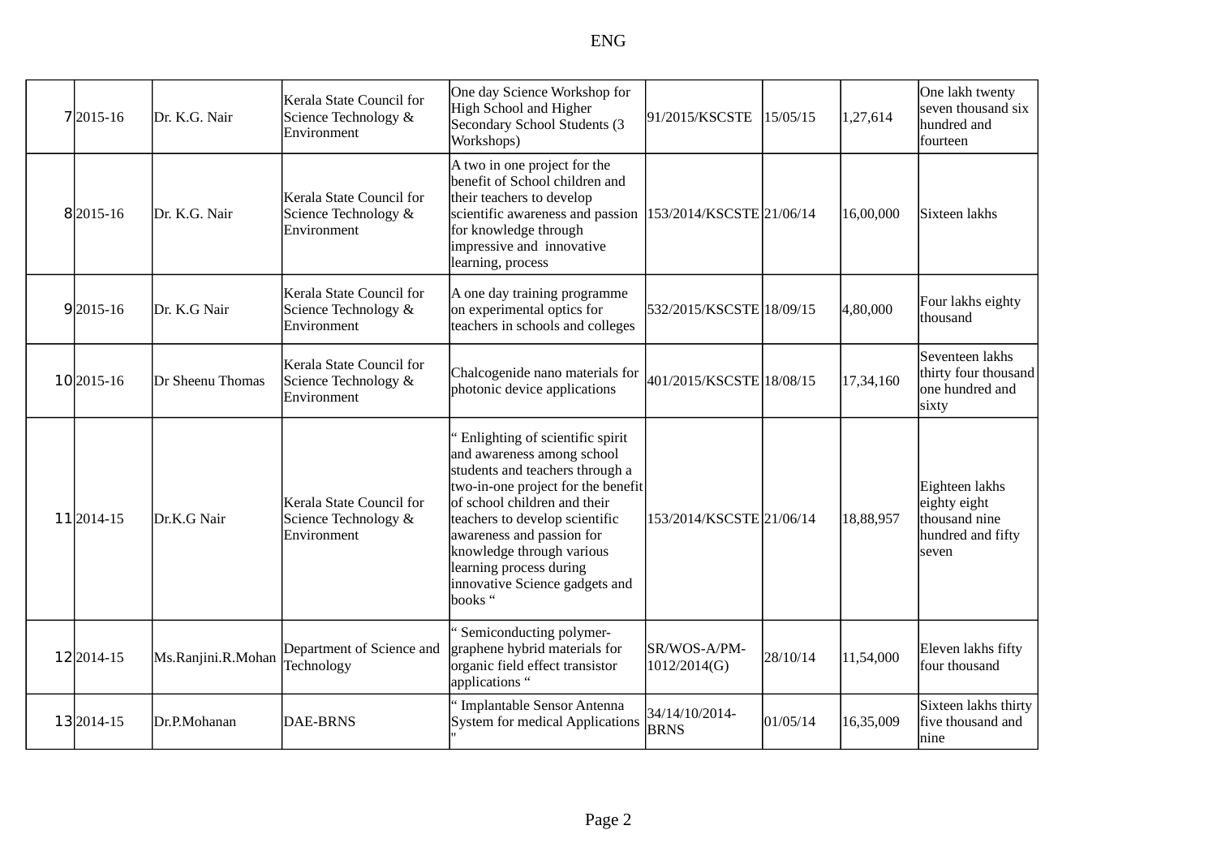| | | | | | | | | |
|---|---|---|---|---|---|---|---|---|
| 7 | 2015-16 | Dr. K.G. Nair | Kerala State Council for Science Technology & Environment | One day Science Workshop for High School and Higher Secondary School Students (3 Workshops) | 91/2015/KSCSTE | 15/05/15 | 1,27,614 | One lakh twenty seven thousand six hundred and fourteen |
| 8 | 2015-16 | Dr. K.G. Nair | Kerala State Council for Science Technology & Environment | A two in one project for the benefit of School children and their teachers to develop scientific awareness and passion for knowledge through impressive and innovative learning, process | 153/2014/KSCSTE | 21/06/14 | 16,00,000 | Sixteen lakhs |
| 9 | 2015-16 | Dr. K.G Nair | Kerala State Council for Science Technology & Environment | A one day training programme on experimental optics for teachers in schools and colleges | 532/2015/KSCSTE | 18/09/15 | 4,80,000 | Four lakhs eighty thousand |
| 10 | 2015-16 | Dr Sheenu Thomas | Kerala State Council for Science Technology & Environment | Chalcogenide nano materials for photonic device applications | 401/2015/KSCSTE | 18/08/15 | 17,34,160 | Seventeen lakhs thirty four thousand one hundred and sixty |
| 11 | 2014-15 | Dr.K.G Nair | Kerala State Council for Science Technology & Environment | " Enlighting of scientific spirit and awareness among school students and teachers through a two-in-one project for the benefit of school children and their teachers to develop scientific awareness and passion for knowledge through various learning process during innovative Science gadgets and books " | 153/2014/KSCSTE | 21/06/14 | 18,88,957 | Eighteen lakhs eighty eight thousand nine hundred and fifty seven |
| 12 | 2014-15 | Ms.Ranjini.R.Mohan | Department of Science and Technology | " Semiconducting polymer-graphene hybrid materials for organic field effect transistor applications " | SR/WOS-A/PM-1012/2014(G) | 28/10/14 | 11,54,000 | Eleven lakhs fifty four thousand |
| 13 | 2014-15 | Dr.P.Mohanan | DAE-BRNS | " Implantable Sensor Antenna System for medical Applications " | 34/14/10/2014-BRNS | 01/05/14 | 16,35,009 | Sixteen lakhs thirty five thousand and nine |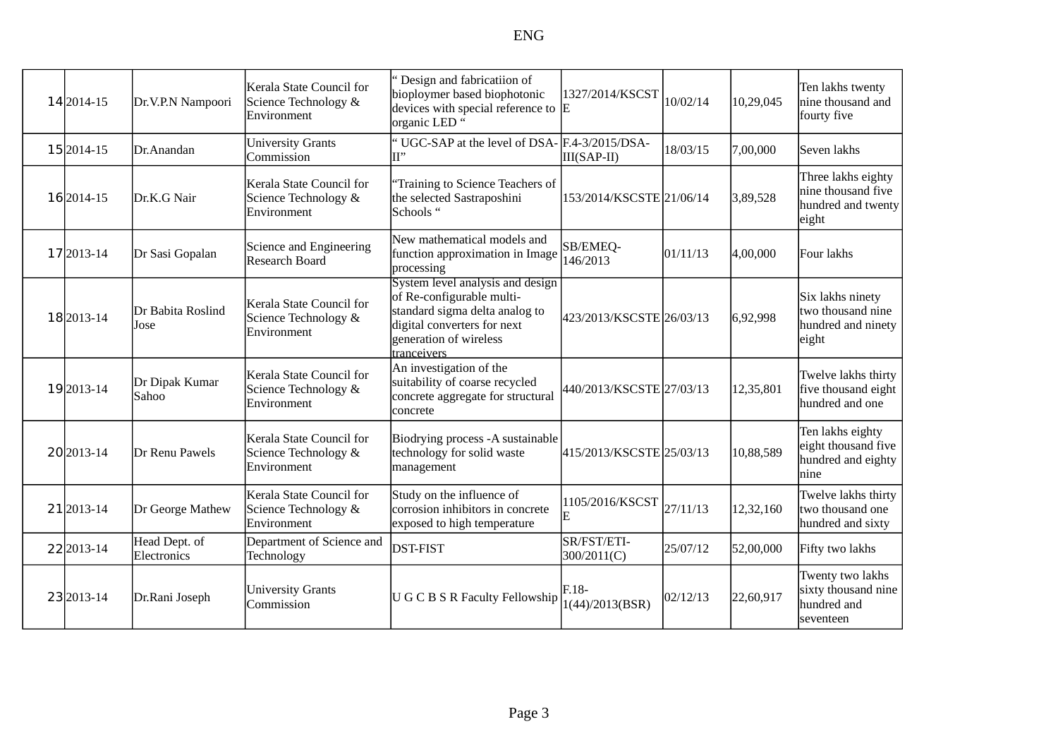ENG

| | | | | | | | | |
|---|---|---|---|---|---|---|---|---|
| 14 | 2014-15 | Dr.V.P.N Nampoori | Kerala State Council for Science Technology & Environment | " Design and fabricatiion of bioploymer based biophotonic devices with special reference to organic LED " | 1327/2014/KSCSTE | 10/02/14 | 10,29,045 | Ten lakhs twenty nine thousand and fourty five |
| 15 | 2014-15 | Dr.Anandan | University Grants Commission | " UGC-SAP at the level of DSA-II" | F.4-3/2015/DSA-III(SAP-II) | 18/03/15 | 7,00,000 | Seven lakhs |
| 16 | 2014-15 | Dr.K.G Nair | Kerala State Council for Science Technology & Environment | "Training to Science Teachers of the selected Sastraposhini Schools " | 153/2014/KSCSTE | 21/06/14 | 3,89,528 | Three lakhs eighty nine thousand five hundred and twenty eight |
| 17 | 2013-14 | Dr Sasi Gopalan | Science and Engineering Research Board | New mathematical models and function approximation in Image processing | SB/EMEQ-146/2013 | 01/11/13 | 4,00,000 | Four lakhs |
| 18 | 2013-14 | Dr Babita Roslind Jose | Kerala State Council for Science Technology & Environment | System level analysis and design of Re-configurable multi-standard sigma delta analog to digital converters for next generation of wireless tranceivers | 423/2013/KSCSTE | 26/03/13 | 6,92,998 | Six lakhs ninety two thousand nine hundred and ninety eight |
| 19 | 2013-14 | Dr Dipak Kumar Sahoo | Kerala State Council for Science Technology & Environment | An investigation of the suitability of coarse recycled concrete aggregate for structural concrete | 440/2013/KSCSTE | 27/03/13 | 12,35,801 | Twelve lakhs thirty five thousand eight hundred and one |
| 20 | 2013-14 | Dr Renu Pawels | Kerala State Council for Science Technology & Environment | Biodrying process -A sustainable technology for solid waste management | 415/2013/KSCSTE | 25/03/13 | 10,88,589 | Ten lakhs eighty eight thousand five hundred and eighty nine |
| 21 | 2013-14 | Dr George Mathew | Kerala State Council for Science Technology & Environment | Study on the influence of corrosion inhibitors in concrete exposed to high temperature | 1105/2016/KSCSTE | 27/11/13 | 12,32,160 | Twelve lakhs thirty two thousand one hundred and sixty |
| 22 | 2013-14 | Head Dept. of Electronics | Department of Science and Technology | DST-FIST | SR/FST/ETI-300/2011(C) | 25/07/12 | 52,00,000 | Fifty two lakhs |
| 23 | 2013-14 | Dr.Rani Joseph | University Grants Commission | U G C B S R Faculty Fellowship | F.18-1(44)/2013(BSR) | 02/12/13 | 22,60,917 | Twenty two lakhs sixty thousand nine hundred and seventeen |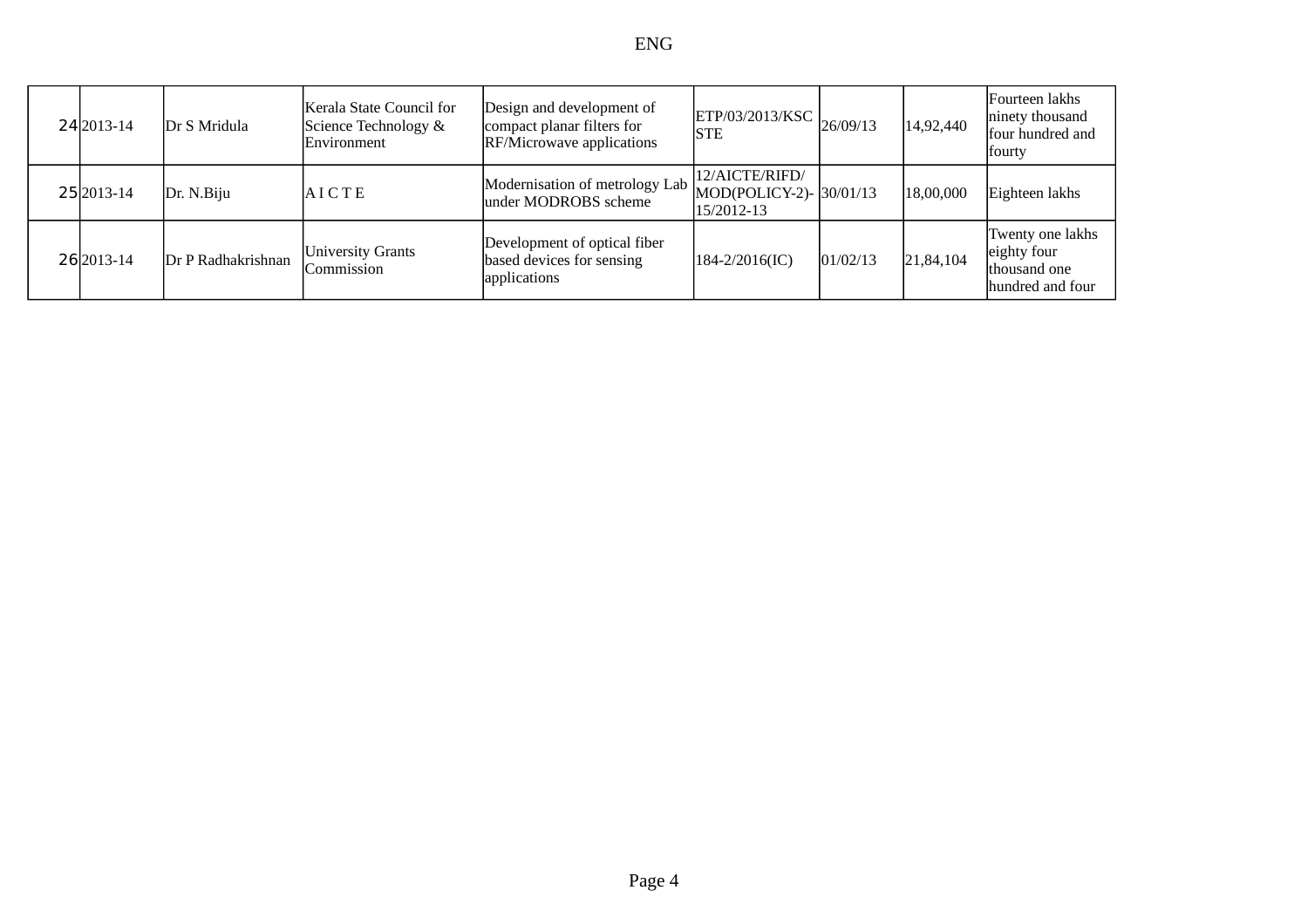| | | | | | | | | |
|---|---|---|---|---|---|---|---|---|
| 24 | 2013-14 | Dr S Mridula | Kerala State Council for Science Technology & Environment | Design and development of compact planar filters for RF/Microwave applications | ETP/03/2013/KSCSTE | 26/09/13 | 14,92,440 | Fourteen lakhs ninety thousand four hundred and fourty |
| 25 | 2013-14 | Dr. N.Biju | A I C T E | Modernisation of metrology Lab under MODROBS scheme | 12/AICTE/RIFD/MOD(POLICY-2)-15/2012-13 | 30/01/13 | 18,00,000 | Eighteen lakhs |
| 26 | 2013-14 | Dr P Radhakrishnan | University Grants Commission | Development of optical fiber based devices for sensing applications | 184-2/2016(IC) | 01/02/13 | 21,84,104 | Twenty one lakhs eighty four thousand one hundred and four |